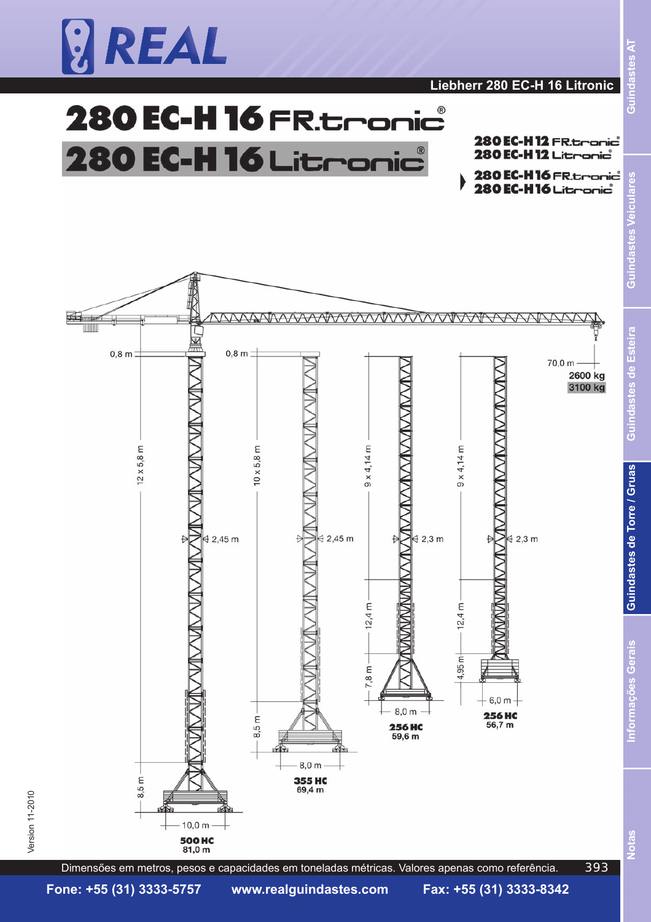# 280 EC-H 16 FR.tronic®

# 280 EC-H 16 Litronic®

280 EC-H 12 FR.tronic®
280 EC-H 12 Litronic®

280 EC-H 16 FR.tronic®
280 EC-H 16 Litronic®

70,0 m
2600 kg
3100 kg

0,8 m
12 x 5,8 m
2,45 m
8,5 m
10,0 m
**500 HC**
81,0 m

0,8 m
10 x 5,8 m
2,45 m
8,5 m
8,0 m
**355 HC**
69,4 m

9 x 4,14 m
2,3 m
12,4 m
7,8 m
8,0 m
**256 HC**
59,6 m

9 x 4,14 m
2,3 m
12,4 m
4,95 m
6,0 m
**256 HC**
56,7 m

Version 11-2010

Dimensões em metros, pesos e capacidades em toneladas métricas. Valores apenas como referência.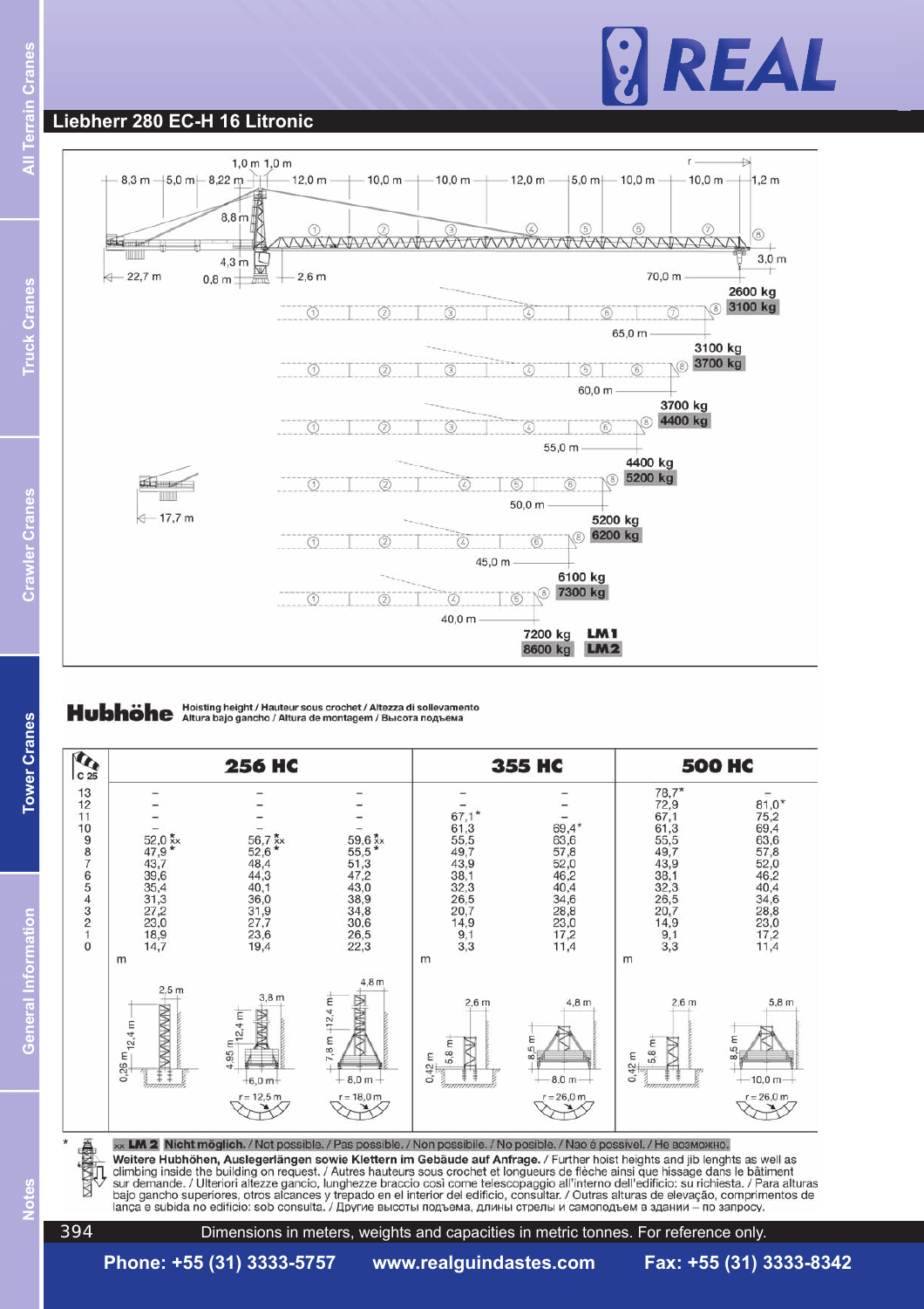## Liebherr 280 EC-H 16 Litronic

8,3 m · 5,0 m · 8,22 m · 1,0 m 1,0 m · 12,0 m · 10,0 m · 10,0 m · 12,0 m · 5,0 m · 10,0 m · 10,0 m · 1,2 m · r

8,8 m · 4,3 m · 0,8 m · 2,6 m · 3,0 m · 22,7 m · 17,7 m

| Jib length | LM1 | LM2 |
|---|---|---|
| 70,0 m | 2600 kg | 3100 kg |
| 65,0 m | 3100 kg | 3700 kg |
| 60,0 m | 3700 kg | 4400 kg |
| 55,0 m | 4400 kg | 5200 kg |
| 50,0 m | 5200 kg | 6200 kg |
| 45,0 m | 6100 kg | 7300 kg |
| 40,0 m | 7200 kg | 8600 kg |

### Hubhöhe

Hoisting height / Hauteur sous crochet / Altezza di sollevamento
Altura bajo gancho / Altura de montagem / Высота подъема

| C 25 | 256 HC | | | 355 HC | | 500 HC | |
|---|---|---|---|---|---|---|---|
| 13 | – | – | – | – | – | 78,7* | – |
| 12 | – | – | – | – | – | 72,9 | 81,0* |
| 11 | – | – | – | 67,1* | – | 67,1 | 75,2 |
| 10 | – | – | – | 61,3 | 69,4* | 61,3 | 69,4 |
| 9 | 52,0 *xx | 56,7 *xx | 59,6 *xx | 55,5 | 63,6 | 55,5 | 63,6 |
| 8 | 47,9 * | 52,6 * | 55,5 * | 49,7 | 57,8 | 49,7 | 57,8 |
| 7 | 43,7 | 48,4 | 51,3 | 43,9 | 52,0 | 43,9 | 52,0 |
| 6 | 39,6 | 44,3 | 47,2 | 38,1 | 46,2 | 38,1 | 46,2 |
| 5 | 35,4 | 40,1 | 43,0 | 32,3 | 40,4 | 32,3 | 40,4 |
| 4 | 31,3 | 36,0 | 38,9 | 26,5 | 34,6 | 26,5 | 34,6 |
| 3 | 27,2 | 31,9 | 34,8 | 20,7 | 28,8 | 20,7 | 28,8 |
| 2 | 23,0 | 27,7 | 30,6 | 14,9 | 23,0 | 14,9 | 23,0 |
| 1 | 18,9 | 23,6 | 26,5 | 9,1 | 17,2 | 9,1 | 17,2 |
| 0 | 14,7 | 19,4 | 22,3 | 3,3 | 11,4 | 3,3 | 11,4 |
| | m | | | m | | m | |
| Base | 2,5 m; 12,4 m; 0,26 m | 3,8 m; 12,4 m; 4,95 m; 6,0 m; r = 12,5 m | 4,8 m; 12,4 m; 7,8 m; 8,0 m; r = 18,0 m | 2,6 m; 5,8 m; 0,42 m | 4,8 m; 8,5 m; 8,0 m; r = 26,0 m | 2,6 m; 5,8 m; 0,42 m | 5,8 m; 8,5 m; 10,0 m; r = 26,0 m |

xx **LM 2 Nicht möglich.** / Not possible. / Pas possible. / Non possibile. / No posible. / Nao é possivel. / Не возможно.

\* **Weitere Hubhöhen, Auslegerlängen sowie Klettern im Gebäude auf Anfrage.** / Further hoist heights and jib lenghts as well as climbing inside the building on request. / Autres hauteurs sous crochet et longueurs de flèche ainsi que hissage dans le bâtiment sur demande. / Ulteriori altezze gancio, lunghezze braccio così come telescopaggio all'interno dell'edificio, su richiesta. / Para alturas bajo gancho superiores, otros alcances y trepado en el interior del edificio, consultar. / Outras alturas de elevação, comprimentos de lança e subida no edifício: sob consulta. / Другие высоты подъема, длины стрелы и самоподъем в здании – по запросу.

Dimensions in meters, weights and capacities in metric tonnes. For reference only.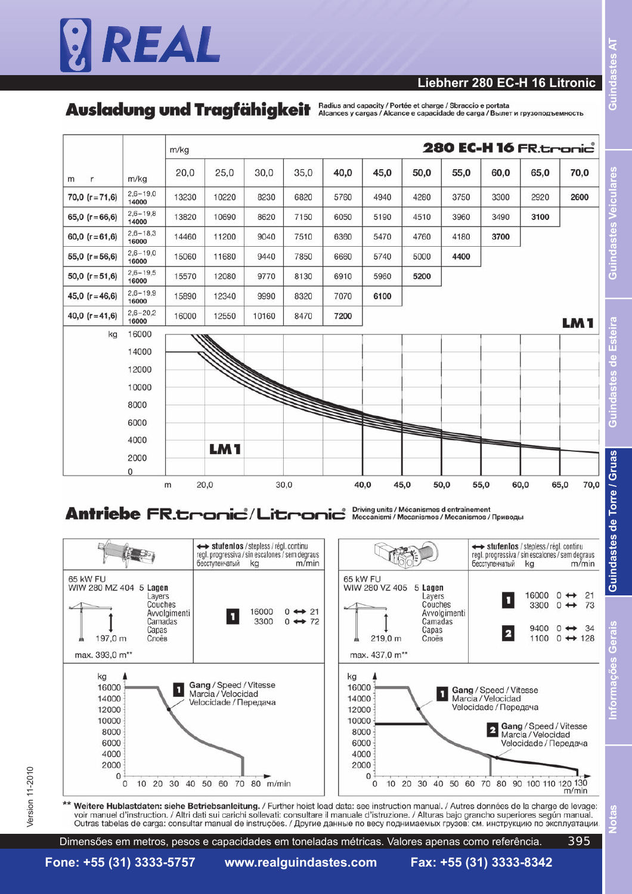## Liebherr 280 EC-H 16 Litronic

## Ausladung und Tragfähigkeit

Radius and capacity / Portée et charge / Sbraccio e portata
Alcances y cargas / Alcance e capacidade de carga / Вылет и грузоподъемность

**280 EC-H 16 FR.tronic®**

| m r | m/kg | 20,0 | 25,0 | 30,0 | 35,0 | 40,0 | 45,0 | 50,0 | 55,0 | 60,0 | 65,0 | 70,0 |
|---|---|---|---|---|---|---|---|---|---|---|---|---|
| 70,0 (r=71,6) | 2,6–19,0 14000 | 13230 | 10220 | 8230 | 6820 | 5760 | 4940 | 4280 | 3750 | 3300 | 2920 | **2600** |
| 65,0 (r=66,6) | 2,6–19,8 14000 | 13820 | 10690 | 8620 | 7150 | 6050 | 5190 | 4510 | 3960 | 3490 | **3100** | |
| 60,0 (r=61,6) | 2,6–18,3 16000 | 14460 | 11200 | 9040 | 7510 | 6360 | 5470 | 4760 | 4180 | **3700** | | |
| 55,0 (r=56,6) | 2,6–19,0 16000 | 15060 | 11680 | 9440 | 7850 | 6660 | 5740 | 5000 | **4400** | | | |
| 50,0 (r=51,6) | 2,6–19,5 16000 | 15570 | 12080 | 9770 | 8130 | 6910 | 5960 | **5200** | | | | |
| 45,0 (r=46,6) | 2,6–19,9 16000 | 15890 | 12340 | 9990 | 8320 | 7070 | **6100** | | | | | |
| 40,0 (r=41,6) | 2,6–20,2 16000 | 16000 | 12550 | 10160 | 8470 | **7200** | | | | | | |

**LM 1**

## Antriebe FR.tronic® / Litronic®

Driving units / Mécanismes d entraînement
Meccanismi / Mecanismos / Mecanismos / Приводы

**65 kW FU — WIW 280 MZ 404**

5 **Lagen** / Layers / Couches / Avvolgimenti / Camadas / Capas / Слоёв

197,0 m — max. 393,0 m**

↔ **stufenlos** / stepless / régl. continu / regl. progressiva / sin escalones / sem degraus / бесступенчатый

| Gang | kg | m/min |
|---|---|---|
| 1 | 16000 | 0 ↔ 21 |
| | 3300 | 0 ↔ 72 |

**1** Gang / Speed / Vitesse / Marcia / Velocidad / Velocidade / Передача

**65 kW FU — WIW 280 VZ 405**

5 **Lagen** / Layers / Couches / Avvolgimenti / Camadas / Capas / Слоёв

219,0 m — max. 437,0 m**

↔ **stufenlos** / stepless / régl. continu / regl. progressiva / sin escalones / sem degraus / бесступенчатый

| Gang | kg | m/min |
|---|---|---|
| 1 | 16000 | 0 ↔ 21 |
| | 3300 | 0 ↔ 73 |
| 2 | 9400 | 0 ↔ 34 |
| | 1100 | 0 ↔ 128 |

**1** Gang / Speed / Vitesse / Marcia / Velocidad / Velocidade / Передача

**2** Gang / Speed / Vitesse / Marcia / Velocidad / Velocidade / Передача

** **Weitere Hublastdaten: siehe Betriebsanleitung.** / Further hoist load data: see instruction manual. / Autres données de la charge de levage: voir manuel d'instruction. / Altri dati sui carichi sollevati: consultare il manuale d'istruzione. / Alturas bajo gancho superiores según manual. Outras tabelas de carga: consultar manual de instruções. / Другие данные по весу поднимаемых грузов: см. инструкцию по эксплуатации.

Dimensões em metros, pesos e capacidades em toneladas métricas. Valores apenas como referência.

Version 11-2010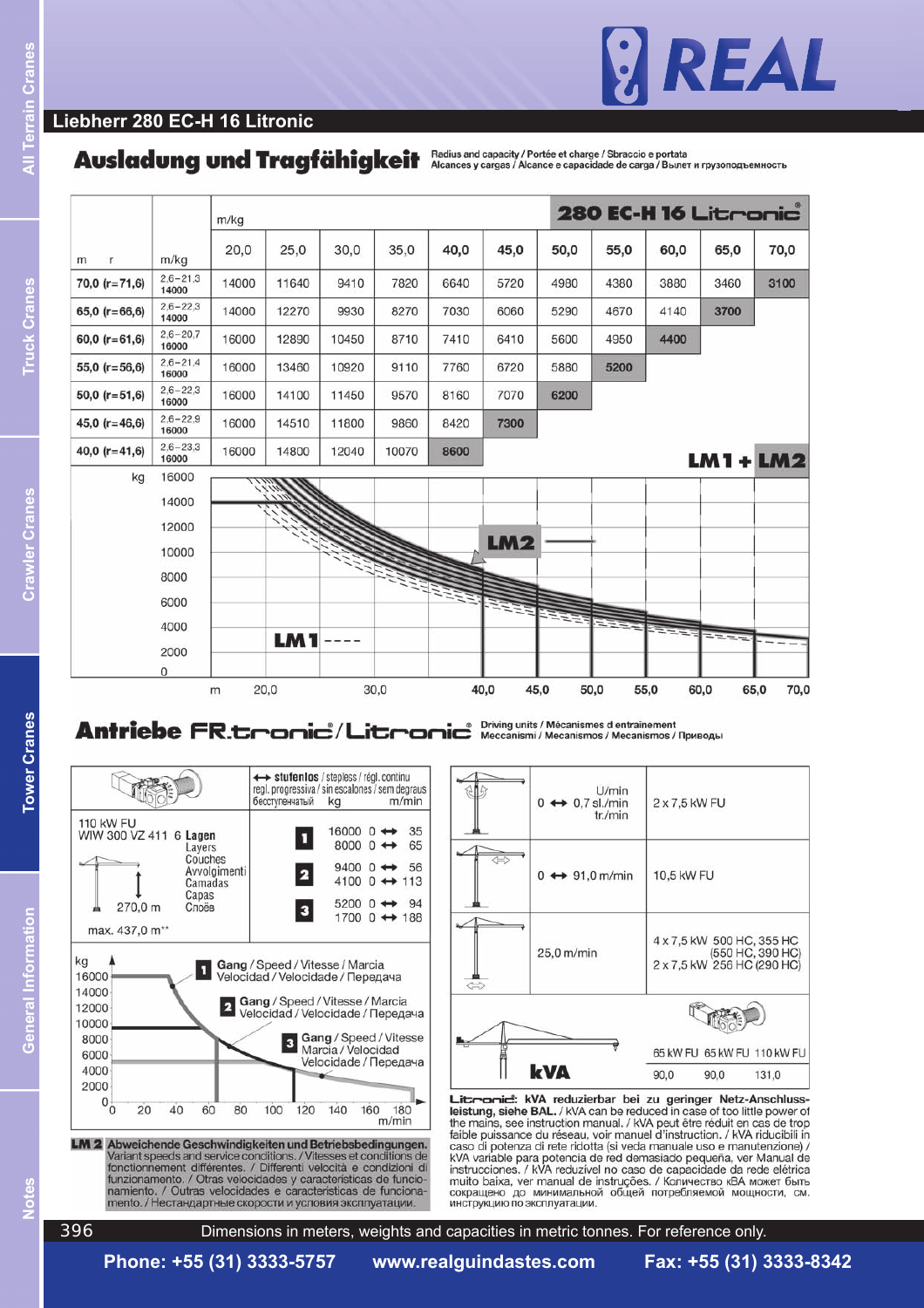## Liebherr 280 EC-H 16 Litronic

# Ausladung und Tragfähigkeit

Radius and capacity / Portée et charge / Sbraccio e portata
Alcances y cargas / Alcance e capacidade de carga / Вылет и грузоподъемность

280 EC-H 16 Litronic®

| m r | m/kg | 20,0 | 25,0 | 30,0 | 35,0 | 40,0 | 45,0 | 50,0 | 55,0 | 60,0 | 65,0 | 70,0 |
|---|---|---|---|---|---|---|---|---|---|---|---|---|
| 70,0 (r=71,6) | 2,6–21,3 14000 | 14000 | 11640 | 9410 | 7820 | 6640 | 5720 | 4980 | 4360 | 3880 | 3460 | 3100 |
| 65,0 (r=66,6) | 2,6–22,3 14000 | 14000 | 12270 | 9930 | 8270 | 7030 | 6060 | 5290 | 4670 | 4140 | 3700 | |
| 60,0 (r=61,6) | 2,6–20,7 16000 | 16000 | 12890 | 10450 | 8710 | 7410 | 6410 | 5600 | 4950 | 4400 | | |
| 55,0 (r=56,6) | 2,6–21,4 16000 | 16000 | 13460 | 10920 | 9110 | 7760 | 6720 | 5880 | 5200 | | | |
| 50,0 (r=51,6) | 2,6–22,3 16000 | 16000 | 14100 | 11450 | 9570 | 8160 | 7070 | 6200 | | | | |
| 45,0 (r=46,6) | 2,6–22,9 16000 | 16000 | 14510 | 11800 | 9860 | 8420 | 7300 | | | | | |
| 40,0 (r=41,6) | 2,6–23,3 16000 | 16000 | 14800 | 12040 | 10070 | 8600 | | | | | | |

LM1 + LM2

LM2 ——
LM1 - - - -

# Antriebe FR.tronic® / Litronic®

Driving units / Mécanismes d entraînement
Meccanismi / Mecanismos / Mecanismos / Приводы

↔ stufenlos / stepless / régl. continu
regl. progressiva / sin escalones / sem degraus
бесступенчатый

110 kW FU
WIW 300 VZ 411 6 Lagen
Layers
Couches
Avvolgimenti
Camadas
Capas
Слоёв

270,0 m
max. 437,0 m**

| Gang | kg | m/min |
|---|---|---|
| 1 | 16000 | 0 ↔ 35 |
| 1 | 8000 | 0 ↔ 65 |
| 2 | 9400 | 0 ↔ 56 |
| 2 | 4100 | 0 ↔ 113 |
| 3 | 5200 | 0 ↔ 94 |
| 3 | 1700 | 0 ↔ 188 |

1 Gang / Speed / Vitesse / Marcia / Velocidad / Velocidade / Передача
2 Gang / Speed / Vitesse / Marcia / Velocidad / Velocidade / Передача
3 Gang / Speed / Vitesse / Marcia / Velocidad / Velocidade / Передача

| | | |
|---|---|---|
| Slewing | 0 ↔ 0,7 U/min / sl./min / tr./min | 2 x 7,5 kW FU |
| Trolleying | 0 ↔ 91,0 m/min | 10,5 kW FU |
| Travelling | 25,0 m/min | 4 x 7,5 kW 500 HC, 355 HC (550 HC, 390 HC) 2 x 7,5 kW 256 HC (290 HC) |

| kVA | 65 kW FU | 65 kW FU | 110 kW FU |
|---|---|---|---|
| | 90,0 | 90,0 | 131,0 |

**Litronic:** kVA reduzierbar bei zu geringer Netz-Anschlussleistung, siehe BAL. / kVA can be reduced in case of too little power of the mains, see instruction manual. / kVA peut être réduit en cas de trop faible puissance du réseau, voir manuel d'instruction. / kVA riducibili in caso di potenza di rete ridotta (si veda manuale uso e manutenzione) / KVA variable para potencia de red demasiado pequeña, ver Manual de instrucciones. / kVA reduzível no caso de capacidade da rede elétrica muito baixa, ver manual de instruções. / Количество кВА может быть сокращено до минимальной общей потребляемой мощности, см. инструкцию по эксплуатации.

**LM 2** **Abweichende Geschwindigkeiten und Betriebsbedingungen.** Variant speeds and service conditions. / Vitesses et conditions de fonctionnement différentes. / Differenti velocità e condizioni di funzionamento. / Otras velocidades y características de funcionamiento. / Outras velocidades e características de funcionamento. / Нестандартные скорости и условия эксплуатации.

Dimensions in meters, weights and capacities in metric tonnes. For reference only.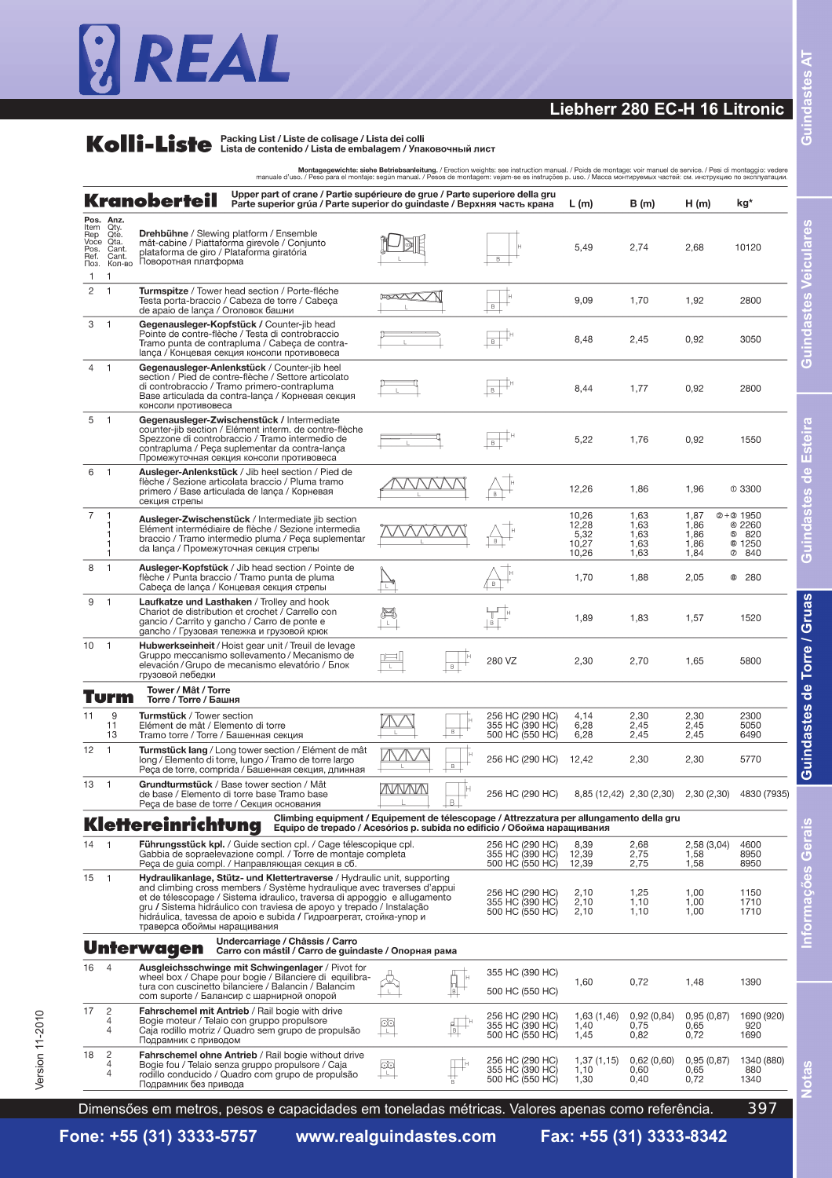# Liebherr 280 EC-H 16 Litronic

## Kolli-Liste

Packing List / Liste de colisage / Lista dei colli
Lista de contenido / Lista de embalagem / Упаковочный лист

**Montagegewichte: siehe Betriebsanleitung.** / Erection weights: see instruction manual. / Poids de montage: voir manuel de service. / Pesi di montaggio: vedere manuale d'uso. / Peso para el montaje: según manual. / Pesos de montagem: vejam-se as instruções p. uso. / Масса монтируемых частей: см. инструкцию по эксплуатации.

### Kranoberteil

Upper part of crane / Partie supérieure de grue / Parte superiore della gru
Parte superior grúa / Parte superior do guindaste / Верхняя часть крана

| Pos. Item Rep Voce Pos. Ref. Поз. | Anz. Qty. Qté. Qta. Cant. Cant. Кол-во | | | L (m) | B (m) | H (m) | kg* |
|---|---|---|---|---|---|---|---|
| 1 | 1 | **Drehbühne** / Slewing platform / Ensemble mât-cabine / Piattaforma girevole / Conjunto plataforma de giro / Plataforma giratória Поворотная платформа | | 5,49 | 2,74 | 2,68 | 10120 |
| 2 | 1 | **Turmspitze** / Tower head section / Porte-flêche Testa porta-braccio / Cabeza de torre / Cabeça de apoio de lança / Оголовок башни | | 9,09 | 1,70 | 1,92 | 2800 |
| 3 | 1 | **Gegenausleger-Kopfstück** / Counter-jib head Pointe de contre-flèche / Testa di controbraccio Tramo punta de contrapluma / Cabeça de contra-lança / Концевая секция консоли противовеса | | 8,48 | 2,45 | 0,92 | 3050 |
| 4 | 1 | **Gegenausleger-Anlenkstück** / Counter-jib heel section / Pied de contre-flèche / Settore articolato di controbraccio / Tramo primero-contrapluma Base articulada da contra-lança / Корневая секция консоли противовеса | | 8,44 | 1,77 | 0,92 | 2800 |
| 5 | 1 | **Gegenausleger-Zwischenstück** / Intermediate counter-jib section / Elément interm. de contre-flèche Spezzone di controbraccio / Tramo intermedio de contrapluma / Peça suplementar da contra-lança Промежуточная секция консоли противовеса | | 5,22 | 1,76 | 0,92 | 1550 |
| 6 | 1 | **Ausleger-Anlenkstück** / Jib heel section / Pied de flèche / Sezione articolata braccio / Pluma tramo primero / Base articulada de lança / Корневая секция стрелы | | 12,26 | 1,86 | 1,96 | ① 3300 |
| 7 | 1<br>1<br>1<br>1<br>1 | **Ausleger-Zwischenstück** / Intermediate jib section Elément intermédiaire de flèche / Sezione intermedia braccio / Tramo intermedio pluma / Peça suplementar da lança / Промежуточная секция стрелы | | 10,26<br>12,28<br>5,32<br>10,27<br>10,26 | 1,63<br>1,63<br>1,63<br>1,63<br>1,63 | 1,87<br>1,86<br>1,86<br>1,86<br>1,84 | ②+③ 1950<br>④ 2260<br>⑤ 820<br>⑥ 1250<br>⑦ 840 |
| 8 | 1 | **Ausleger-Kopfstück** / Jib head section / Pointe de flèche / Punta braccio / Tramo punta de pluma Cabeça de lança / Концевая секция стрелы | | 1,70 | 1,88 | 2,05 | ⑧ 280 |
| 9 | 1 | **Laufkatze und Lasthaken** / Trolley and hook Chariot de distribution et crochet / Carrello con gancio / Carrito y gancho / Carro de ponte e gancho / Грузовая тележка и грузовой крюк | | 1,89 | 1,83 | 1,57 | 1520 |
| 10 | 1 | **Hubwerkseinheit** / Hoist gear unit / Treuil de levage Gruppo meccanismo sollevamento / Mecanismo de elevación / Grupo de mecanismo elevatório / Блок грузовой лебедки | 280 VZ | 2,30 | 2,70 | 1,65 | 5800 |

### Turm

Tower / Mât / Torre
Torre / Torre / Башня

| Pos. | Anz. | | | L (m) | B (m) | H (m) | kg* |
|---|---|---|---|---|---|---|---|
| 11 | 9<br>11<br>13 | **Turmstück** / Tower section Elément de mât / Elemento di torre Tramo torre / Torre / Башенная секция | 256 HC (290 HC)<br>355 HC (390 HC)<br>500 HC (550 HC) | 4,14<br>6,28<br>6,28 | 2,30<br>2,45<br>2,45 | 2,30<br>2,45<br>2,45 | 2300<br>5050<br>6490 |
| 12 | 1 | **Turmstück lang** / Long tower section / Elément de mât long / Elemento di torre, lungo / Tramo de torre largo Peça de torre, comprida / Башенная секция, длинная | 256 HC (290 HC) | 12,42 | 2,30 | 2,30 | 5770 |
| 13 | 1 | **Grundturmstück** / Base tower section / Mât de base / Elemento di torre base Tramo base Peça de base de torre / Секция основания | 256 HC (290 HC) | 8,85 (12,42) | 2,30 (2,30) | 2,30 (2,30) | 4830 (7935) |

### Klettereinrichtung

Climbing equipment / Equipement de télescopage / Attrezzatura per allungamento della gru
Equipo de trepado / Acesórios p. subida no edifício / Обойма наращивания

| Pos. | Anz. | | | L (m) | B (m) | H (m) | kg* |
|---|---|---|---|---|---|---|---|
| 14 | 1 | **Führungsstück kpl.** / Guide section cpl. / Cage télescopique cpl. Gabbia de sopraelevazione compl. / Torre de montaje completa Peça de guia compl. / Направляющая секция в сб. | 256 HC (290 HC)<br>355 HC (390 HC)<br>500 HC (550 HC) | 8,39<br>12,39<br>12,39 | 2,68<br>2,75<br>2,75 | 2,58 (3,04)<br>1,58<br>1,58 | 4600<br>8950<br>8950 |
| 15 | 1 | **Hydraulikanlage, Stütz- und Klettertraverse** / Hydraulic unit, supporting and climbing cross members / Système hydraulique avec traverses d'appui et de télescopage / Sistema idraulico, traversa di appoggio e allugamento gru / Sistema hidráulico con traviesa de apoyo y trepado / Instalação hidráulica, tavessa de apoio e subida / Гидроагрегат, стойка-упор и траверса обоймы наращивания | 256 HC (290 HC)<br>355 HC (390 HC)<br>500 HC (550 HC) | 2,10<br>2,10<br>2,10 | 1,25<br>1,10<br>1,10 | 1,00<br>1,00<br>1,00 | 1150<br>1710<br>1710 |

### Unterwagen

Undercarriage / Châssis / Carro
Carro con mástil / Carro de guindaste / Опорная рама

| Pos. | Anz. | | | L (m) | B (m) | H (m) | kg* |
|---|---|---|---|---|---|---|---|
| 16 | 4 | **Ausgleichsschwinge mit Schwingenlager** / Pivot for wheel box / Chape pour bogie / Bilanciere di equilibratura con cuscinetto bilanciere / Balancín / Balancim com suporte / Балансир с шарнирной опорой | 355 HC (390 HC)<br>500 HC (550 HC) | 1,60 | 0,72 | 1,48 | 1390 |
| 17 | 2<br>4<br>4 | **Fahrschemel mit Antrieb** / Rail bogie with drive Bogie moteur / Telaio con gruppo propulsore Caja rodillo motriz / Quadro sem grupo de propulsão Подрамник с приводом | 256 HC (290 HC)<br>355 HC (390 HC)<br>500 HC (550 HC) | 1,63 (1,46)<br>1,40<br>1,45 | 0,92 (0,84)<br>0,75<br>0,82 | 0,95 (0,87)<br>0,65<br>0,72 | 1690 (920)<br>920<br>1690 |
| 18 | 2<br>4<br>4 | **Fahrschemel ohne Antrieb** / Rail bogie without drive Bogie fou / Telaio senza gruppo propulsore / Caja rodillo conducido / Quadro com grupo de propulsão Подрамник без привода | 256 HC (290 HC)<br>355 HC (390 HC)<br>500 HC (550 HC) | 1,37 (1,15)<br>1,10<br>1,30 | 0,62 (0,60)<br>0,60<br>0,40 | 0,95 (0,87)<br>0,65<br>0,72 | 1340 (880)<br>880<br>1340 |

Dimensões em metros, pesos e capacidades em toneladas métricas. Valores apenas como referência.

Version 11-2010

Fone: +55 (31) 3333-5757 www.realguindastes.com Fax: +55 (31) 3333-8342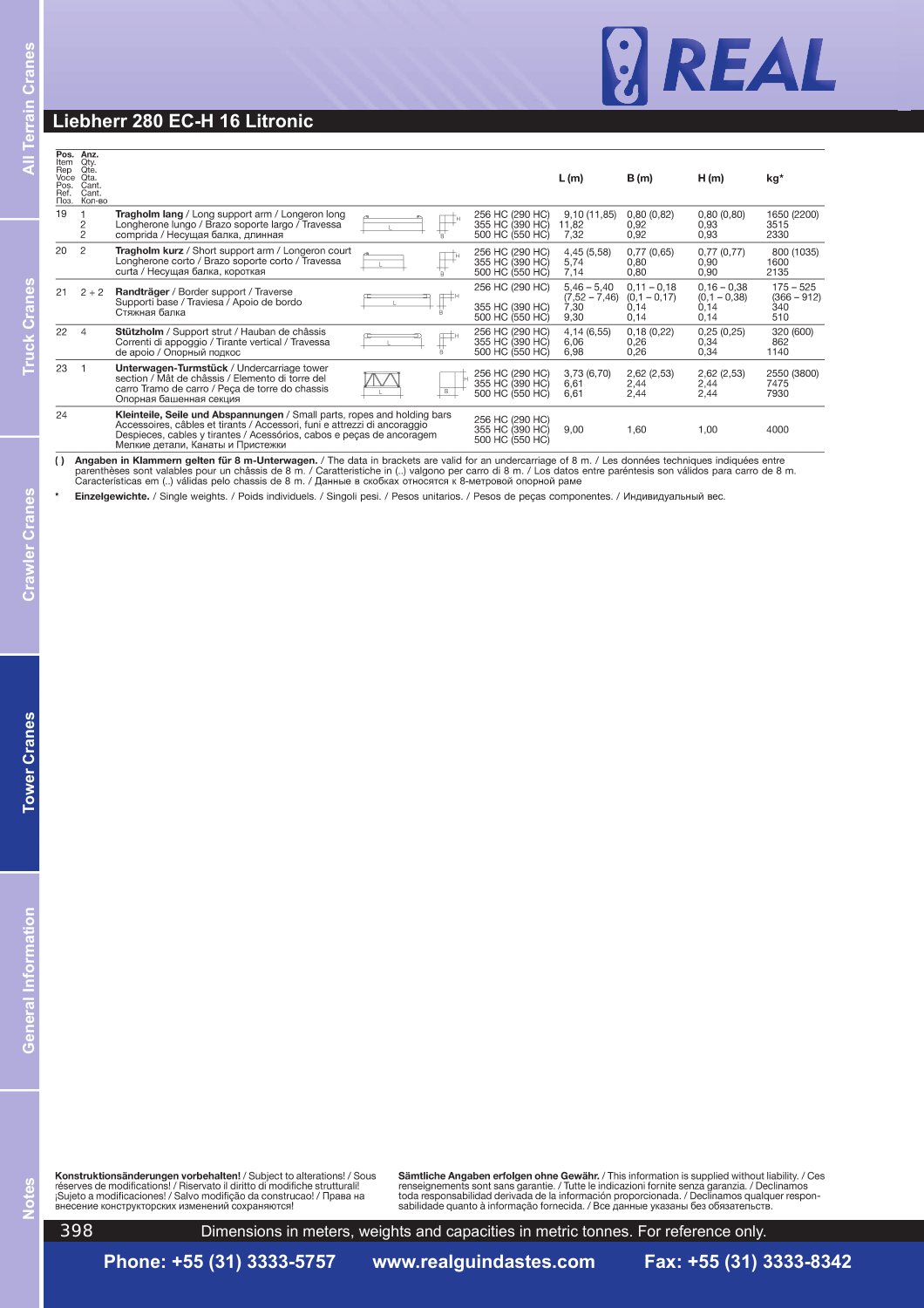## Liebherr 280 EC-H 16 Litronic

| Pos. Item Rep Voce Pos. Ref. Поз. | Anz. Qty. Qte. Qta. Cant. Cant. Кол-во | | | L (m) | B (m) | H (m) | kg* |
|---|---|---|---|---|---|---|---|
| 19 | 1<br>2<br>2 | **Tragholm lang** / Long support arm / Longeron long<br>Longherone lungo / Brazo soporte largo / Travessa comprida / Несущая балка, длинная | 256 HC (290 HC)<br>355 HC (390 HC)<br>500 HC (550 HC) | 9,10 (11,85)<br>11,82<br>7,32 | 0,80 (0,82)<br>0,92<br>0,92 | 0,80 (0,80)<br>0,93<br>0,93 | 1650 (2200)<br>3515<br>2330 |
| 20 | 2 | **Tragholm kurz** / Short support arm / Longeron court<br>Longherone corto / Brazo soporte corto / Travessa curta / Несущая балка, короткая | 256 HC (290 HC)<br>355 HC (390 HC)<br>500 HC (550 HC) | 4,45 (5,58)<br>5,74<br>7,14 | 0,77 (0,65)<br>0,80<br>0,80 | 0,77 (0,77)<br>0,90<br>0,90 | 800 (1035)<br>1600<br>2135 |
| 21 | 2 + 2 | **Randträger** / Border support / Traverse<br>Supporti base / Traviesa / Apoio de bordo<br>Стяжная балка | 256 HC (290 HC)<br><br>355 HC (390 HC)<br>500 HC (550 HC) | 5,46 – 5,40<br>(7,52 – 7,46)<br>7,30<br>9,30 | 0,11 – 0,18<br>(0,1 – 0,17)<br>0,14<br>0,14 | 0,16 – 0,38<br>(0,1 – 0,38)<br>0,14<br>0,14 | 175 – 525<br>(366 – 912)<br>340<br>510 |
| 22 | 4 | **Stützholm** / Support strut / Hauban de châssis<br>Correnti di appoggio / Tirante vertical / Travessa de apoio / Опорный подкос | 256 HC (290 HC)<br>355 HC (390 HC)<br>500 HC (550 HC) | 4,14 (6,55)<br>6,06<br>6,98 | 0,18 (0,22)<br>0,26<br>0,26 | 0,25 (0,25)<br>0,34<br>0,34 | 320 (600)<br>862<br>1140 |
| 23 | 1 | **Unterwagen-Turmstück** / Undercarriage tower section / Mât de châssis / Elemento di torre del carro Tramo de carro / Peça de torre do chassis<br>Опорная башенная секция | 256 HC (290 HC)<br>355 HC (390 HC)<br>500 HC (550 HC) | 3,73 (6,70)<br>6,61<br>6,61 | 2,62 (2,53)<br>2,44<br>2,44 | 2,62 (2,53)<br>2,44<br>2,44 | 2550 (3800)<br>7475<br>7930 |
| 24 | | **Kleinteile, Seile und Abspannungen** / Small parts, ropes and holding bars<br>Accessoires, câbles et tirants / Accessori, funi e attrezzi di ancoraggio<br>Despieces, cables y tirantes / Acessórios, cabos e peças de ancoragem<br>Мелкие детали, Канаты и Пристежки | 256 HC (290 HC)<br>355 HC (390 HC)<br>500 HC (550 HC) | 9,00 | 1,60 | 1,00 | 4000 |

( ) **Angaben in Klammern gelten für 8 m-Unterwagen.** / The data in brackets are valid for an undercarriage of 8 m. / Les données techniques indiquées entre parenthèses sont valables pour un châssis de 8 m. / Caratteristiche in (..) valgono per carro di 8 m. / Los datos entre paréntesis son válidos para carro de 8 m. Características em (..) válidas pelo chassis de 8 m. / Данные в скобках относятся к 8-метровой опорной раме

\* **Einzelgewichte.** / Single weights. / Poids individuels. / Singoli pesi. / Pesos unitarios. / Pesos de peças componentes. / Индивидуальный вес.

**Konstruktionsänderungen vorbehalten!** / Subject to alterations! / Sous réserves de modifications! / Riservato il diritto di modifiche strutturali! ¡Sujeto a modificaciones! / Salvo modifição da construcao! / Права на внесение конструкторских изменений сохраняются!

**Sämtliche Angaben erfolgen ohne Gewähr.** / This information is supplied without liability. / Ces renseignements sont sans garantie. / Tutte le indicazioni fornite senza garanzia. / Declinamos toda responsabilidad derivada de la información proporcionada. / Declinamos qualquer responsabilidade quanto à informação fornecida. / Все данные указаны без обязательств.

Dimensions in meters, weights and capacities in metric tonnes. For reference only.